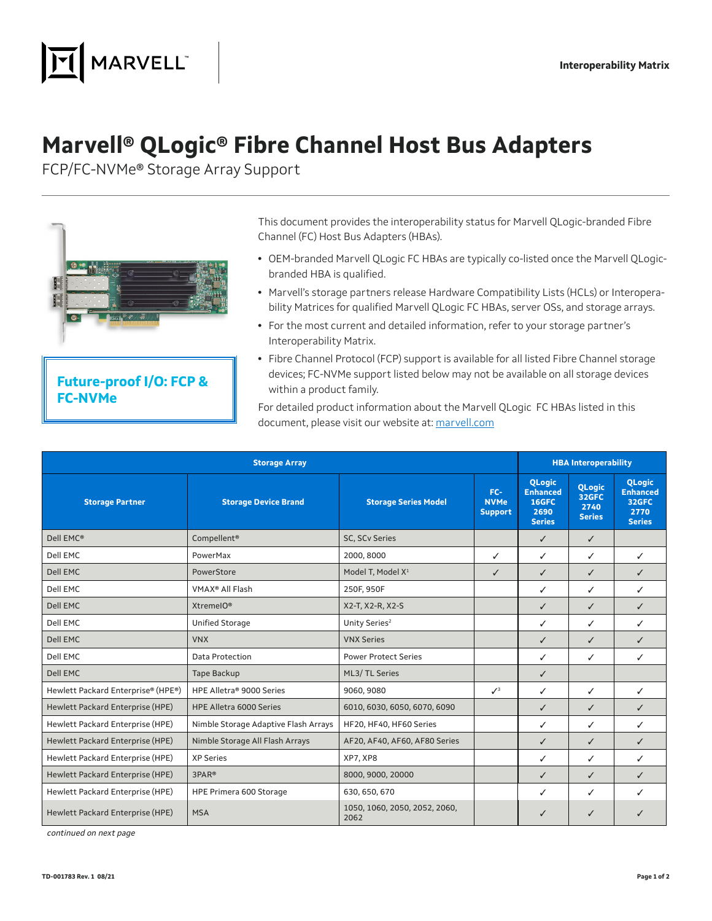# Marvell® QLogic® Fibre Channel Host Bus Adapters

FCP/FC-NVMe® Storage Array Support

**Future-proof I/O: FCP & FC-NVMe**

This document provides the interoperability status for Marvell QLogic-branded Fibre Channel (FC) Host Bus Adapters (HBAs).

- OEM-branded Marvell QLogic FC HBAs are typically co-listed once the Marvell QLogic-branded HBA is qualified.
- Marvell's storage partners release Hardware Compatibility Lists (HCLs) or Interoperability Matrices for qualified Marvell QLogic FC HBAs, server OSs, and storage arrays.
- For the most current and detailed information, refer to your storage partner's Interoperability Matrix.
- Fibre Channel Protocol (FCP) support is available for all listed Fibre Channel storage devices; FC-NVMe support listed below may not be available on all storage devices within a product family.

For detailed product information about the Marvell QLogic FC HBAs listed in this document, please visit our website at: [marvell.com](marvell.com)

| Storage Array | | | | HBA Interoperability | | |
|---|---|---|---|---|---|---|
| **Storage Partner** | **Storage Device Brand** | **Storage Series Model** | **FC-NVMe Support** | **QLogic Enhanced 16GFC 2690 Series** | **QLogic 32GFC 2740 Series** | **QLogic Enhanced 32GFC 2770 Series** |
| Dell EMC® | Compellent® | SC, SCv Series | | ✓ | ✓ | |
| Dell EMC | PowerMax | 2000, 8000 | ✓ | ✓ | ✓ | ✓ |
| Dell EMC | PowerStore | Model T, Model X[1] | ✓ | ✓ | ✓ | ✓ |
| Dell EMC | VMAX® All Flash | 250F, 950F | | ✓ | ✓ | ✓ |
| Dell EMC | XtremeIO® | X2-T, X2-R, X2-S | | ✓ | ✓ | ✓ |
| Dell EMC | Unified Storage | Unity Series[2] | | ✓ | ✓ | ✓ |
| Dell EMC | VNX | VNX Series | | ✓ | ✓ | ✓ |
| Dell EMC | Data Protection | Power Protect Series | | ✓ | ✓ | ✓ |
| Dell EMC | Tape Backup | ML3/ TL Series | | ✓ | | |
| Hewlett Packard Enterprise® (HPE®) | HPE Alletra® 9000 Series | 9060, 9080 | ✓[3] | ✓ | ✓ | ✓ |
| Hewlett Packard Enterprise (HPE) | HPE Alletra 6000 Series | 6010, 6030, 6050, 6070, 6090 | | ✓ | ✓ | ✓ |
| Hewlett Packard Enterprise (HPE) | Nimble Storage Adaptive Flash Arrays | HF20, HF40, HF60 Series | | ✓ | ✓ | ✓ |
| Hewlett Packard Enterprise (HPE) | Nimble Storage All Flash Arrays | AF20, AF40, AF60, AF80 Series | | ✓ | ✓ | ✓ |
| Hewlett Packard Enterprise (HPE) | XP Series | XP7, XP8 | | ✓ | ✓ | ✓ |
| Hewlett Packard Enterprise (HPE) | 3PAR® | 8000, 9000, 20000 | | ✓ | ✓ | ✓ |
| Hewlett Packard Enterprise (HPE) | HPE Primera 600 Storage | 630, 650, 670 | | ✓ | ✓ | ✓ |
| Hewlett Packard Enterprise (HPE) | MSA | 1050, 1060, 2050, 2052, 2060, 2062 | | ✓ | ✓ | ✓ |

*continued on next page*

TD-001783 Rev. 1 08/21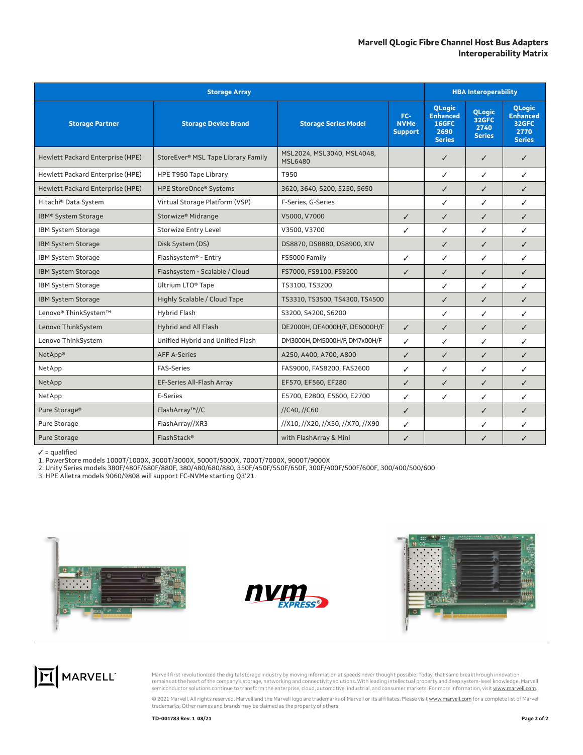## Marvell QLogic Fibre Channel Host Bus Adapters Interoperability Matrix

| Storage Array | | | | HBA Interoperability | | |
|---|---|---|---|---|---|---|
| Storage Partner | Storage Device Brand | Storage Series Model | FC-NVMe Support | QLogic Enhanced 16GFC 2690 Series | QLogic 32GFC 2740 Series | QLogic Enhanced 32GFC 2770 Series |
| Hewlett Packard Enterprise (HPE) | StoreEver® MSL Tape Library Family | MSL2024, MSL3040, MSL4048, MSL6480 | | ✓ | ✓ | ✓ |
| Hewlett Packard Enterprise (HPE) | HPE T950 Tape Library | T950 | | ✓ | ✓ | ✓ |
| Hewlett Packard Enterprise (HPE) | HPE StoreOnce® Systems | 3620, 3640, 5200, 5250, 5650 | | ✓ | ✓ | ✓ |
| Hitachi® Data System | Virtual Storage Platform (VSP) | F-Series, G-Series | | ✓ | ✓ | ✓ |
| IBM® System Storage | Storwize® Midrange | V5000, V7000 | ✓ | ✓ | ✓ | ✓ |
| IBM System Storage | Storwize Entry Level | V3500, V3700 | ✓ | ✓ | ✓ | ✓ |
| IBM System Storage | Disk System (DS) | DS8870, DS8880, DS8900, XIV | | ✓ | ✓ | ✓ |
| IBM System Storage | Flashsystem® - Entry | FS5000 Family | ✓ | ✓ | ✓ | ✓ |
| IBM System Storage | Flashsystem - Scalable / Cloud | FS7000, FS9100, FS9200 | ✓ | ✓ | ✓ | ✓ |
| IBM System Storage | Ultrium LTO® Tape | TS3100, TS3200 | | ✓ | ✓ | ✓ |
| IBM System Storage | Highly Scalable / Cloud Tape | TS3310, TS3500, TS4300, TS4500 | | ✓ | ✓ | ✓ |
| Lenovo® ThinkSystem™ | Hybrid Flash | S3200, S4200, S6200 | | ✓ | ✓ | ✓ |
| Lenovo ThinkSystem | Hybrid and All Flash | DE2000H, DE4000H/F, DE6000H/F | ✓ | ✓ | ✓ | ✓ |
| Lenovo ThinkSystem | Unified Hybrid and Unified Flash | DM3000H, DM5000H/F, DM7x00H/F | ✓ | ✓ | ✓ | ✓ |
| NetApp® | AFF A-Series | A250, A400, A700, A800 | ✓ | ✓ | ✓ | ✓ |
| NetApp | FAS-Series | FAS9000, FAS8200, FAS2600 | ✓ | ✓ | ✓ | ✓ |
| NetApp | EF-Series All-Flash Array | EF570, EF560, EF280 | ✓ | ✓ | ✓ | ✓ |
| NetApp | E-Series | E5700, E2800, E5600, E2700 | ✓ | ✓ | ✓ | ✓ |
| Pure Storage® | FlashArray™//C | //C40, //C60 | ✓ | | ✓ | ✓ |
| Pure Storage | FlashArray//XR3 | //X10, //X20, //X50, //X70, //X90 | ✓ | | ✓ | ✓ |
| Pure Storage | FlashStack® | with FlashArray & Mini | ✓ | | ✓ | ✓ |

✓ = qualified

1. PowerStore models 1000T/1000X, 3000T/3000X, 5000T/5000X, 7000T/7000X, 9000T/9000X
2. Unity Series models 380F/480F/680F/880F, 380/480/680/880, 350F/450F/550F/650F, 300F/400F/500F/600F, 300/400/500/600
3. HPE Alletra models 9060/9808 will support FC-NVMe starting Q3'21.

MARVELL

Marvell first revolutionized the digital storage industry by moving information at speeds never thought possible. Today, that same breakthrough innovation remains at the heart of the company's storage, networking and connectivity solutions. With leading intellectual property and deep system-level knowledge, Marvell semiconductor solutions continue to transform the enterprise, cloud, automotive, industrial, and consumer markets. For more information, visit www.marvell.com.

© 2021 Marvell. All rights reserved. Marvell and the Marvell logo are trademarks of Marvell or its affiliates. Please visit www.marvell.com for a complete list of Marvell trademarks. Other names and brands may be claimed as the property of others

TD-001783 Rev. 1 08/21